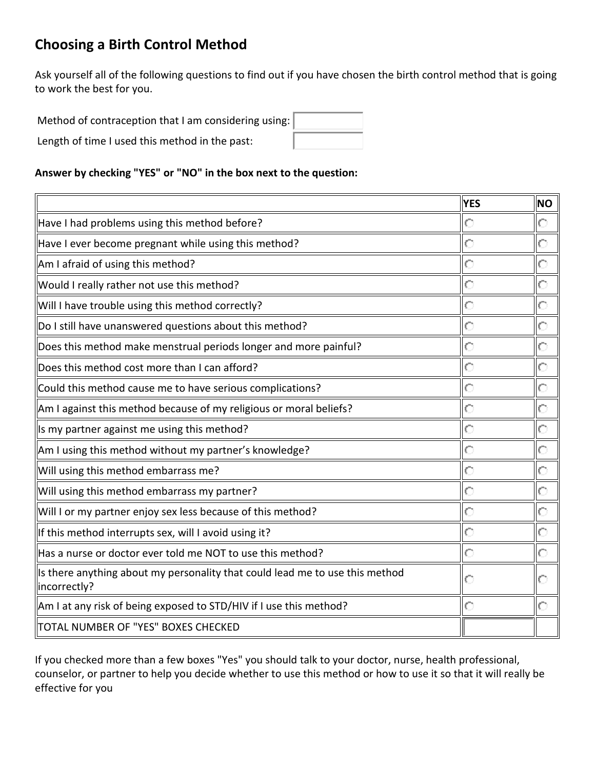# Choosing a Birth Control Method

Ask yourself all of the following questions to find out if you have chosen the birth control method that is going to work the best for you.

Method of contraception that I am considering using:

Length of time I used this method in the past:

**Answer by checking "YES" or "NO" in the box next to the question:**

| | YES | NO |
|---|---|---|
| Have I had problems using this method before? | ○ | ○ |
| Have I ever become pregnant while using this method? | ○ | ○ |
| Am I afraid of using this method? | ○ | ○ |
| Would I really rather not use this method? | ○ | ○ |
| Will I have trouble using this method correctly? | ○ | ○ |
| Do I still have unanswered questions about this method? | ○ | ○ |
| Does this method make menstrual periods longer and more painful? | ○ | ○ |
| Does this method cost more than I can afford? | ○ | ○ |
| Could this method cause me to have serious complications? | ○ | ○ |
| Am I against this method because of my religious or moral beliefs? | ○ | ○ |
| Is my partner against me using this method? | ○ | ○ |
| Am I using this method without my partner's knowledge? | ○ | ○ |
| Will using this method embarrass me? | ○ | ○ |
| Will using this method embarrass my partner? | ○ | ○ |
| Will I or my partner enjoy sex less because of this method? | ○ | ○ |
| If this method interrupts sex, will I avoid using it? | ○ | ○ |
| Has a nurse or doctor ever told me NOT to use this method? | ○ | ○ |
| Is there anything about my personality that could lead me to use this method incorrectly? | ○ | ○ |
| Am I at any risk of being exposed to STD/HIV if I use this method? | ○ | ○ |
| TOTAL NUMBER OF "YES" BOXES CHECKED | | |

If you checked more than a few boxes "Yes" you should talk to your doctor, nurse, health professional, counselor, or partner to help you decide whether to use this method or how to use it so that it will really be effective for you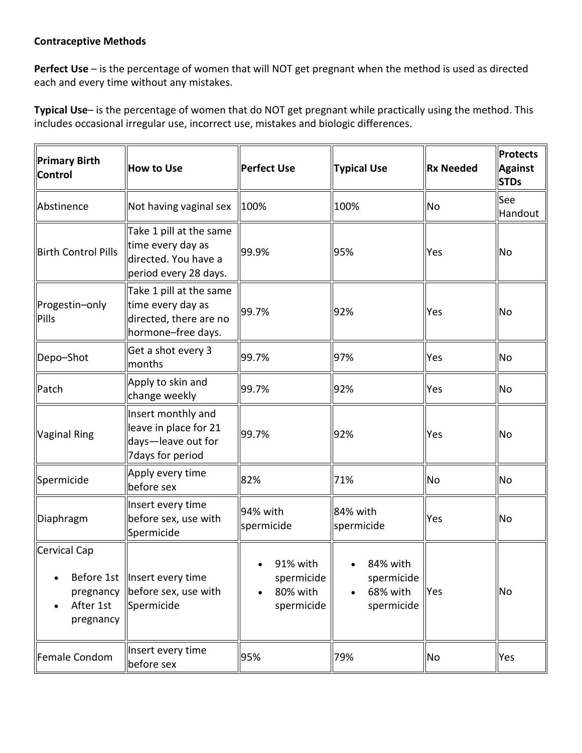**Contraceptive Methods**

**Perfect Use** – is the percentage of women that will NOT get pregnant when the method is used as directed each and every time without any mistakes.

**Typical Use**– is the percentage of women that do NOT get pregnant while practically using the method. This includes occasional irregular use, incorrect use, mistakes and biologic differences.

| Primary Birth Control | How to Use | Perfect Use | Typical Use | Rx Needed | Protects Against STDs |
|---|---|---|---|---|---|
| Abstinence | Not having vaginal sex | 100% | 100% | No | See Handout |
| Birth Control Pills | Take 1 pill at the same time every day as directed. You have a period every 28 days. | 99.9% | 95% | Yes | No |
| Progestin–only Pills | Take 1 pill at the same time every day as directed, there are no hormone–free days. | 99.7% | 92% | Yes | No |
| Depo–Shot | Get a shot every 3 months | 99.7% | 97% | Yes | No |
| Patch | Apply to skin and change weekly | 99.7% | 92% | Yes | No |
| Vaginal Ring | Insert monthly and leave in place for 21 days—leave out for 7days for period | 99.7% | 92% | Yes | No |
| Spermicide | Apply every time before sex | 82% | 71% | No | No |
| Diaphragm | Insert every time before sex, use with Spermicide | 94% with spermicide | 84% with spermicide | Yes | No |
| Cervical Cap<br>• Before 1st pregnancy<br>• After 1st pregnancy | Insert every time before sex, use with Spermicide | • 91% with spermicide<br>• 80% with spermicide | • 84% with spermicide<br>• 68% with spermicide | Yes | No |
| Female Condom | Insert every time before sex | 95% | 79% | No | Yes |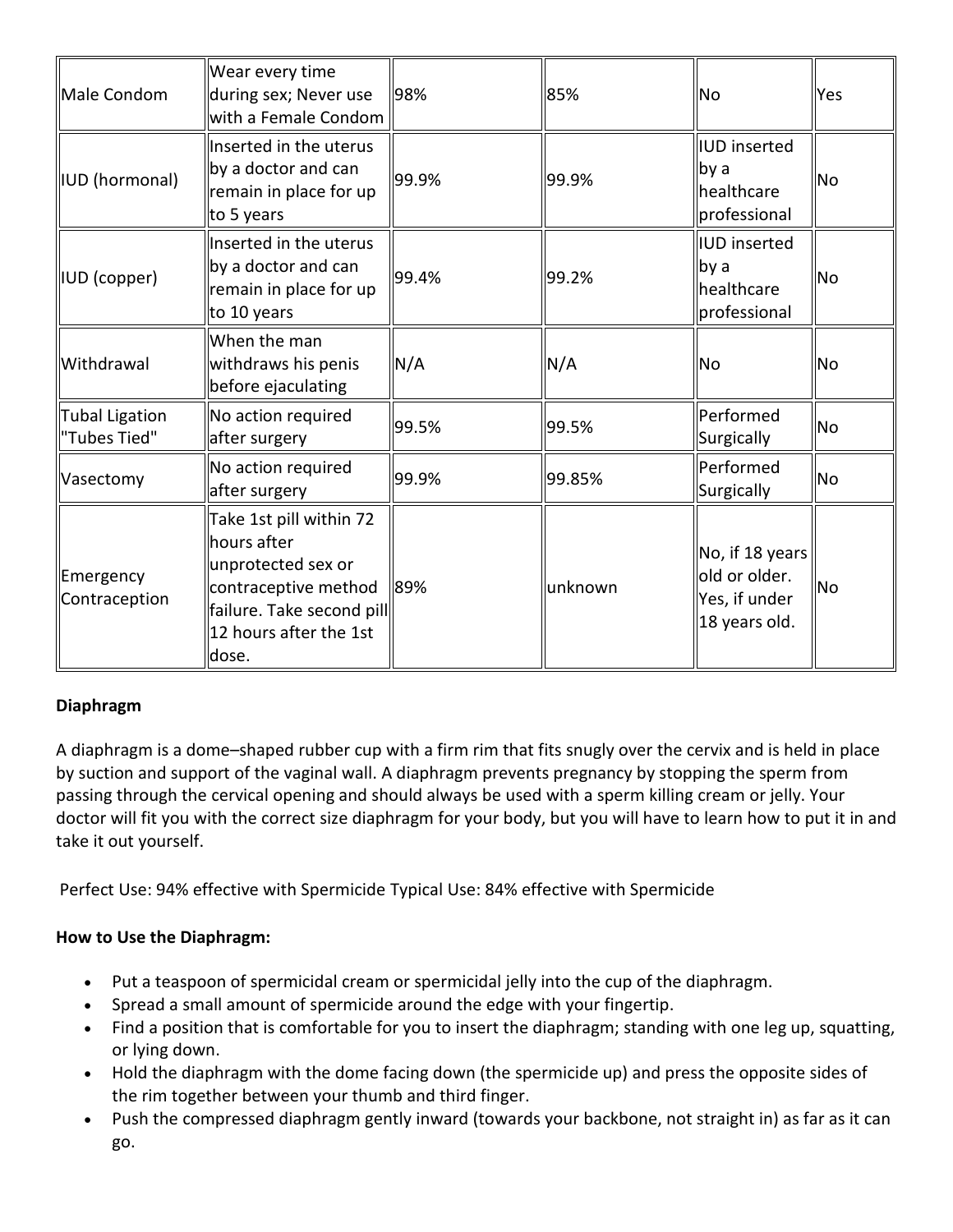| | | | | | |
|---|---|---|---|---|---|
| Male Condom | Wear every time during sex; Never use with a Female Condom | 98% | 85% | No | Yes |
| IUD (hormonal) | Inserted in the uterus by a doctor and can remain in place for up to 5 years | 99.9% | 99.9% | IUD inserted by a healthcare professional | No |
| IUD (copper) | Inserted in the uterus by a doctor and can remain in place for up to 10 years | 99.4% | 99.2% | IUD inserted by a healthcare professional | No |
| Withdrawal | When the man withdraws his penis before ejaculating | N/A | N/A | No | No |
| Tubal Ligation "Tubes Tied" | No action required after surgery | 99.5% | 99.5% | Performed Surgically | No |
| Vasectomy | No action required after surgery | 99.9% | 99.85% | Performed Surgically | No |
| Emergency Contraception | Take 1st pill within 72 hours after unprotected sex or contraceptive method failure. Take second pill 12 hours after the 1st dose. | 89% | unknown | No, if 18 years old or older. Yes, if under 18 years old. | No |

**Diaphragm**

A diaphragm is a dome–shaped rubber cup with a firm rim that fits snugly over the cervix and is held in place by suction and support of the vaginal wall. A diaphragm prevents pregnancy by stopping the sperm from passing through the cervical opening and should always be used with a sperm killing cream or jelly. Your doctor will fit you with the correct size diaphragm for your body, but you will have to learn how to put it in and take it out yourself.

Perfect Use: 94% effective with Spermicide Typical Use: 84% effective with Spermicide

**How to Use the Diaphragm:**

- Put a teaspoon of spermicidal cream or spermicidal jelly into the cup of the diaphragm.
- Spread a small amount of spermicide around the edge with your fingertip.
- Find a position that is comfortable for you to insert the diaphragm; standing with one leg up, squatting, or lying down.
- Hold the diaphragm with the dome facing down (the spermicide up) and press the opposite sides of the rim together between your thumb and third finger.
- Push the compressed diaphragm gently inward (towards your backbone, not straight in) as far as it can go.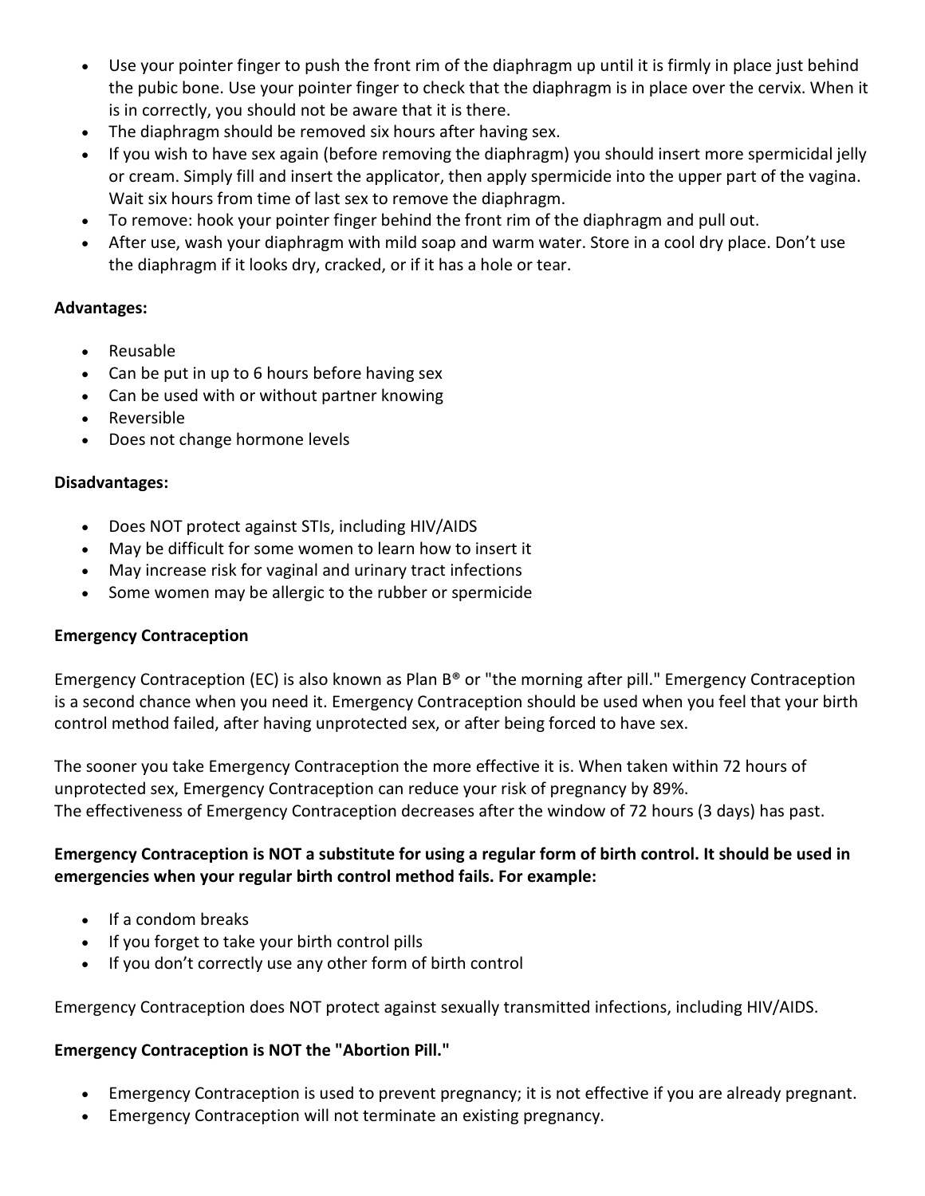- Use your pointer finger to push the front rim of the diaphragm up until it is firmly in place just behind the pubic bone. Use your pointer finger to check that the diaphragm is in place over the cervix. When it is in correctly, you should not be aware that it is there.
- The diaphragm should be removed six hours after having sex.
- If you wish to have sex again (before removing the diaphragm) you should insert more spermicidal jelly or cream. Simply fill and insert the applicator, then apply spermicide into the upper part of the vagina. Wait six hours from time of last sex to remove the diaphragm.
- To remove: hook your pointer finger behind the front rim of the diaphragm and pull out.
- After use, wash your diaphragm with mild soap and warm water. Store in a cool dry place. Don't use the diaphragm if it looks dry, cracked, or if it has a hole or tear.

**Advantages:**

- Reusable
- Can be put in up to 6 hours before having sex
- Can be used with or without partner knowing
- Reversible
- Does not change hormone levels

**Disadvantages:**

- Does NOT protect against STIs, including HIV/AIDS
- May be difficult for some women to learn how to insert it
- May increase risk for vaginal and urinary tract infections
- Some women may be allergic to the rubber or spermicide

**Emergency Contraception**

Emergency Contraception (EC) is also known as Plan B® or "the morning after pill." Emergency Contraception is a second chance when you need it. Emergency Contraception should be used when you feel that your birth control method failed, after having unprotected sex, or after being forced to have sex.

The sooner you take Emergency Contraception the more effective it is. When taken within 72 hours of unprotected sex, Emergency Contraception can reduce your risk of pregnancy by 89%.
The effectiveness of Emergency Contraception decreases after the window of 72 hours (3 days) has past.

**Emergency Contraception is NOT a substitute for using a regular form of birth control. It should be used in emergencies when your regular birth control method fails. For example:**

- If a condom breaks
- If you forget to take your birth control pills
- If you don't correctly use any other form of birth control

Emergency Contraception does NOT protect against sexually transmitted infections, including HIV/AIDS.

**Emergency Contraception is NOT the "Abortion Pill."**

- Emergency Contraception is used to prevent pregnancy; it is not effective if you are already pregnant.
- Emergency Contraception will not terminate an existing pregnancy.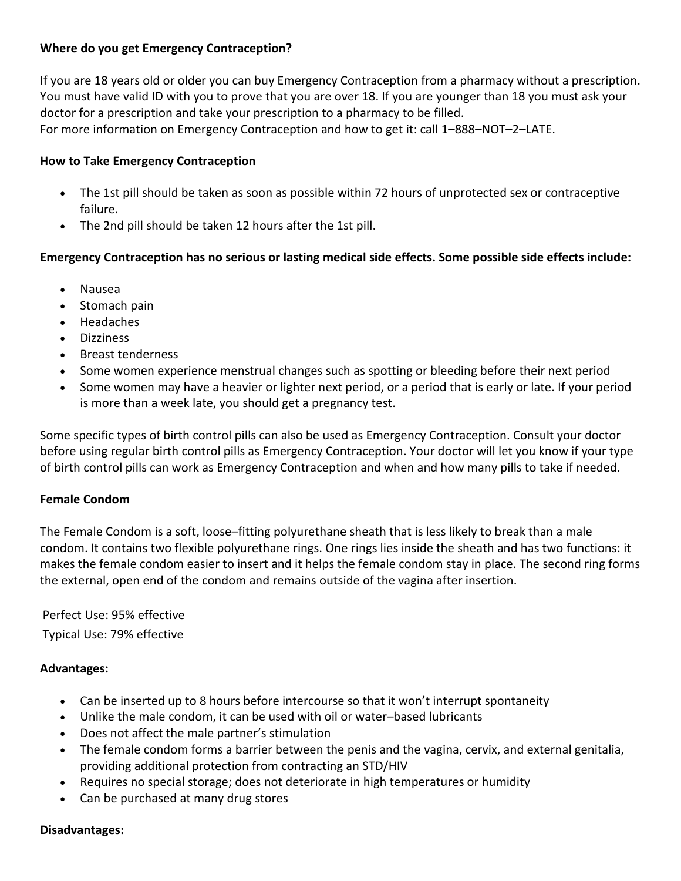**Where do you get Emergency Contraception?**

If you are 18 years old or older you can buy Emergency Contraception from a pharmacy without a prescription. You must have valid ID with you to prove that you are over 18. If you are younger than 18 you must ask your doctor for a prescription and take your prescription to a pharmacy to be filled.
For more information on Emergency Contraception and how to get it: call 1–888–NOT–2–LATE.

**How to Take Emergency Contraception**

- The 1st pill should be taken as soon as possible within 72 hours of unprotected sex or contraceptive failure.
- The 2nd pill should be taken 12 hours after the 1st pill.

**Emergency Contraception has no serious or lasting medical side effects. Some possible side effects include:**

- Nausea
- Stomach pain
- Headaches
- Dizziness
- Breast tenderness
- Some women experience menstrual changes such as spotting or bleeding before their next period
- Some women may have a heavier or lighter next period, or a period that is early or late. If your period is more than a week late, you should get a pregnancy test.

Some specific types of birth control pills can also be used as Emergency Contraception. Consult your doctor before using regular birth control pills as Emergency Contraception. Your doctor will let you know if your type of birth control pills can work as Emergency Contraception and when and how many pills to take if needed.

**Female Condom**

The Female Condom is a soft, loose–fitting polyurethane sheath that is less likely to break than a male condom. It contains two flexible polyurethane rings. One rings lies inside the sheath and has two functions: it makes the female condom easier to insert and it helps the female condom stay in place. The second ring forms the external, open end of the condom and remains outside of the vagina after insertion.

Perfect Use: 95% effective
Typical Use: 79% effective

**Advantages:**

- Can be inserted up to 8 hours before intercourse so that it won't interrupt spontaneity
- Unlike the male condom, it can be used with oil or water–based lubricants
- Does not affect the male partner's stimulation
- The female condom forms a barrier between the penis and the vagina, cervix, and external genitalia, providing additional protection from contracting an STD/HIV
- Requires no special storage; does not deteriorate in high temperatures or humidity
- Can be purchased at many drug stores

**Disadvantages:**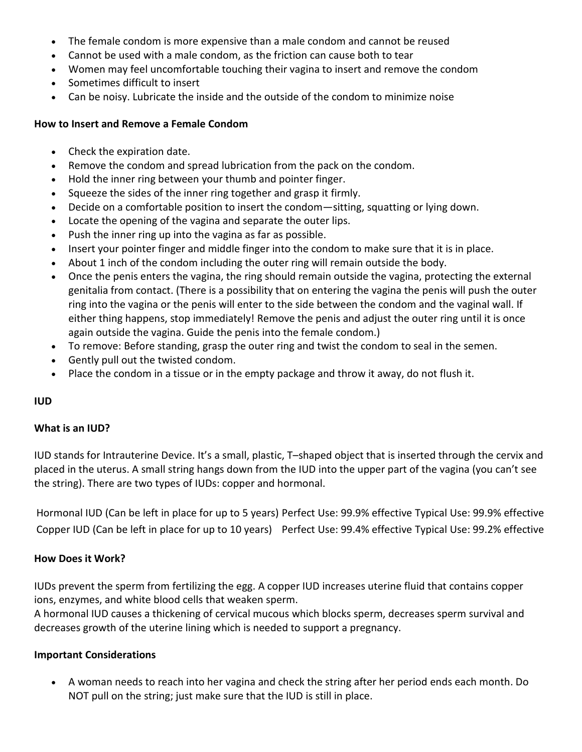- The female condom is more expensive than a male condom and cannot be reused
- Cannot be used with a male condom, as the friction can cause both to tear
- Women may feel uncomfortable touching their vagina to insert and remove the condom
- Sometimes difficult to insert
- Can be noisy. Lubricate the inside and the outside of the condom to minimize noise

**How to Insert and Remove a Female Condom**

- Check the expiration date.
- Remove the condom and spread lubrication from the pack on the condom.
- Hold the inner ring between your thumb and pointer finger.
- Squeeze the sides of the inner ring together and grasp it firmly.
- Decide on a comfortable position to insert the condom—sitting, squatting or lying down.
- Locate the opening of the vagina and separate the outer lips.
- Push the inner ring up into the vagina as far as possible.
- Insert your pointer finger and middle finger into the condom to make sure that it is in place.
- About 1 inch of the condom including the outer ring will remain outside the body.
- Once the penis enters the vagina, the ring should remain outside the vagina, protecting the external genitalia from contact. (There is a possibility that on entering the vagina the penis will push the outer ring into the vagina or the penis will enter to the side between the condom and the vaginal wall. If either thing happens, stop immediately! Remove the penis and adjust the outer ring until it is once again outside the vagina. Guide the penis into the female condom.)
- To remove: Before standing, grasp the outer ring and twist the condom to seal in the semen.
- Gently pull out the twisted condom.
- Place the condom in a tissue or in the empty package and throw it away, do not flush it.

**IUD**

**What is an IUD?**

IUD stands for Intrauterine Device. It's a small, plastic, T–shaped object that is inserted through the cervix and placed in the uterus. A small string hangs down from the IUD into the upper part of the vagina (you can't see the string). There are two types of IUDs: copper and hormonal.

| | | |
|---|---|---|
| Hormonal IUD (Can be left in place for up to 5 years) | Perfect Use: 99.9% effective | Typical Use: 99.9% effective |
| Copper IUD (Can be left in place for up to 10 years) | Perfect Use: 99.4% effective | Typical Use: 99.2% effective |

**How Does it Work?**

IUDs prevent the sperm from fertilizing the egg. A copper IUD increases uterine fluid that contains copper ions, enzymes, and white blood cells that weaken sperm.
A hormonal IUD causes a thickening of cervical mucous which blocks sperm, decreases sperm survival and decreases growth of the uterine lining which is needed to support a pregnancy.

**Important Considerations**

- A woman needs to reach into her vagina and check the string after her period ends each month. Do NOT pull on the string; just make sure that the IUD is still in place.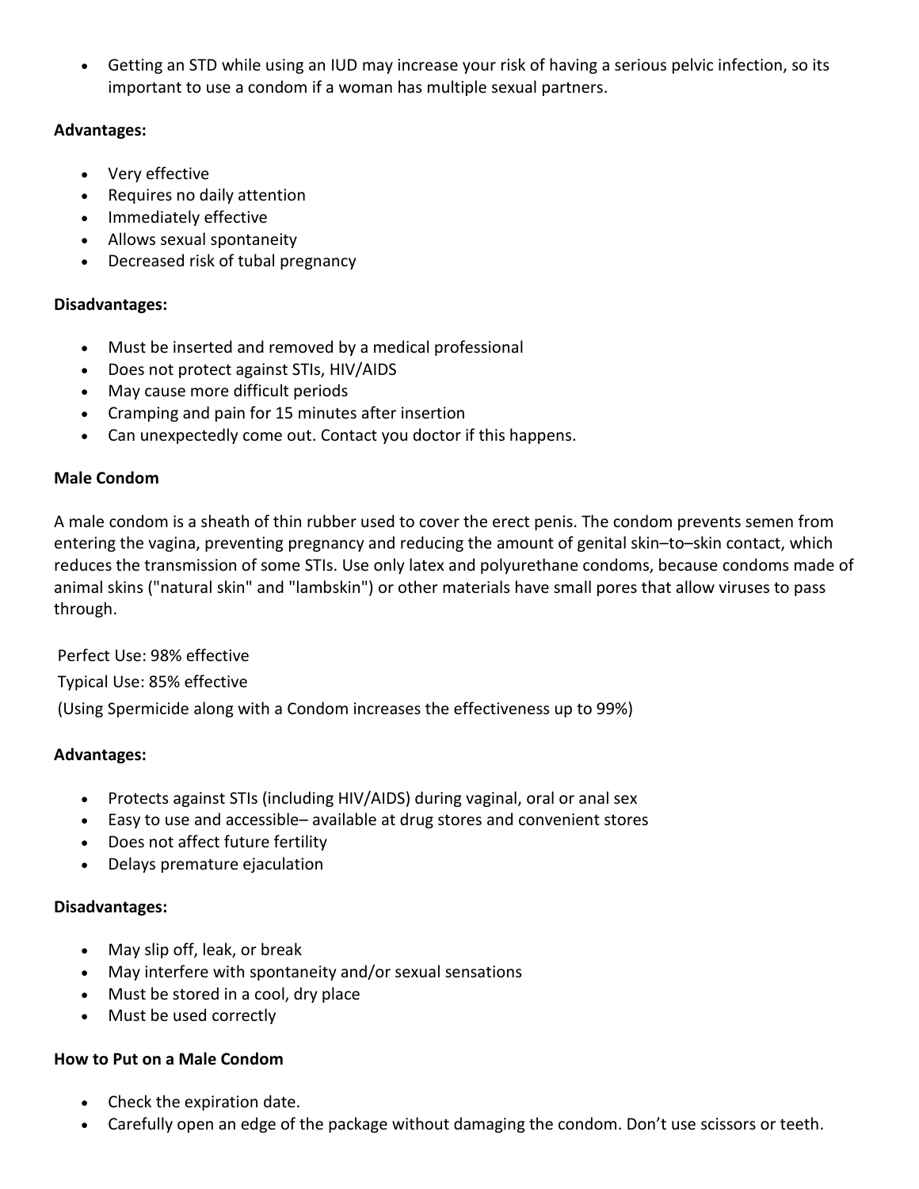- Getting an STD while using an IUD may increase your risk of having a serious pelvic infection, so its important to use a condom if a woman has multiple sexual partners.

**Advantages:**

- Very effective
- Requires no daily attention
- Immediately effective
- Allows sexual spontaneity
- Decreased risk of tubal pregnancy

**Disadvantages:**

- Must be inserted and removed by a medical professional
- Does not protect against STIs, HIV/AIDS
- May cause more difficult periods
- Cramping and pain for 15 minutes after insertion
- Can unexpectedly come out. Contact you doctor if this happens.

**Male Condom**

A male condom is a sheath of thin rubber used to cover the erect penis. The condom prevents semen from entering the vagina, preventing pregnancy and reducing the amount of genital skin–to–skin contact, which reduces the transmission of some STIs. Use only latex and polyurethane condoms, because condoms made of animal skins ("natural skin" and "lambskin") or other materials have small pores that allow viruses to pass through.

Perfect Use: 98% effective

Typical Use: 85% effective

(Using Spermicide along with a Condom increases the effectiveness up to 99%)

**Advantages:**

- Protects against STIs (including HIV/AIDS) during vaginal, oral or anal sex
- Easy to use and accessible– available at drug stores and convenient stores
- Does not affect future fertility
- Delays premature ejaculation

**Disadvantages:**

- May slip off, leak, or break
- May interfere with spontaneity and/or sexual sensations
- Must be stored in a cool, dry place
- Must be used correctly

**How to Put on a Male Condom**

- Check the expiration date.
- Carefully open an edge of the package without damaging the condom. Don't use scissors or teeth.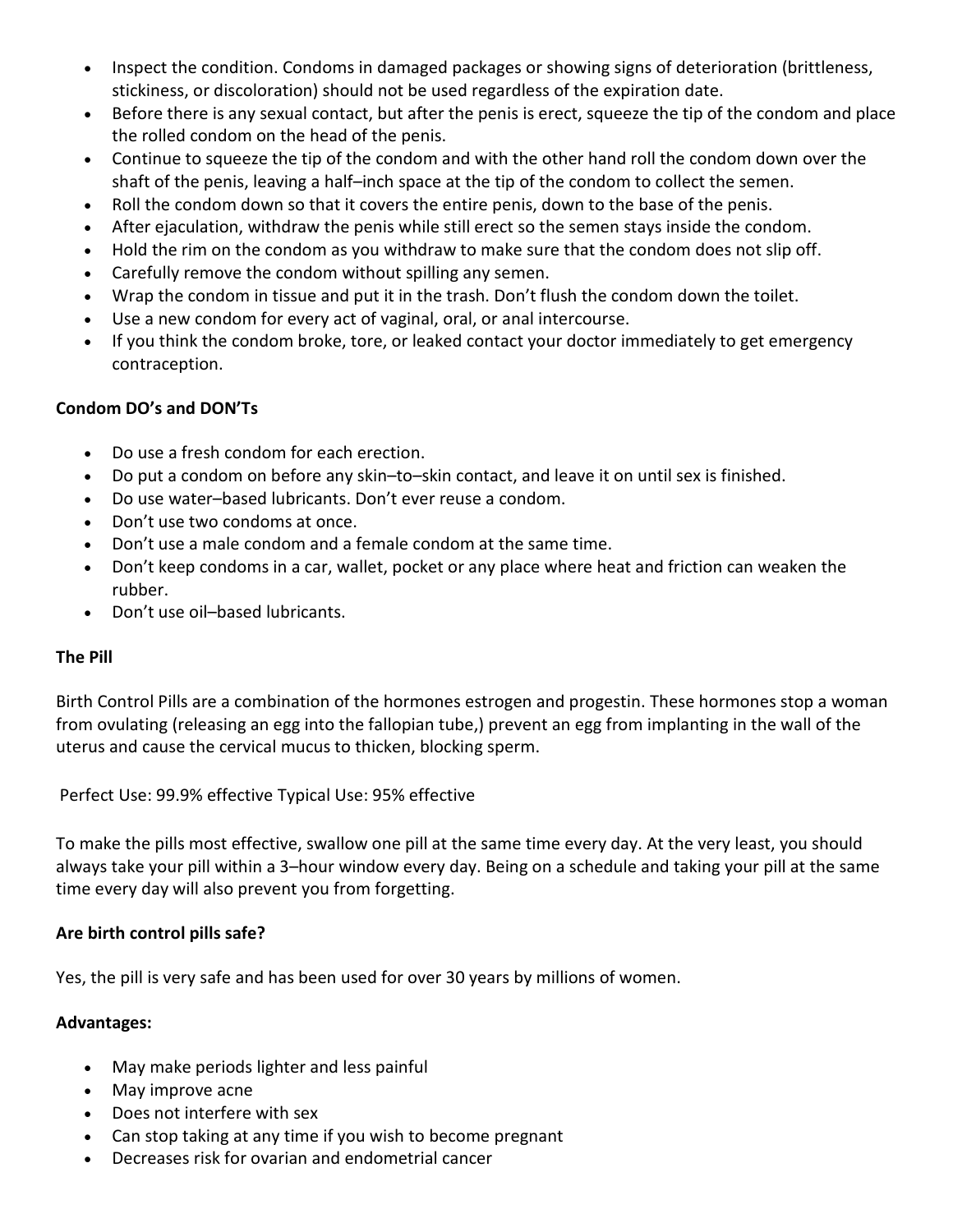- Inspect the condition. Condoms in damaged packages or showing signs of deterioration (brittleness, stickiness, or discoloration) should not be used regardless of the expiration date.
- Before there is any sexual contact, but after the penis is erect, squeeze the tip of the condom and place the rolled condom on the head of the penis.
- Continue to squeeze the tip of the condom and with the other hand roll the condom down over the shaft of the penis, leaving a half–inch space at the tip of the condom to collect the semen.
- Roll the condom down so that it covers the entire penis, down to the base of the penis.
- After ejaculation, withdraw the penis while still erect so the semen stays inside the condom.
- Hold the rim on the condom as you withdraw to make sure that the condom does not slip off.
- Carefully remove the condom without spilling any semen.
- Wrap the condom in tissue and put it in the trash. Don't flush the condom down the toilet.
- Use a new condom for every act of vaginal, oral, or anal intercourse.
- If you think the condom broke, tore, or leaked contact your doctor immediately to get emergency contraception.

**Condom DO's and DON'Ts**

- Do use a fresh condom for each erection.
- Do put a condom on before any skin–to–skin contact, and leave it on until sex is finished.
- Do use water–based lubricants. Don't ever reuse a condom.
- Don't use two condoms at once.
- Don't use a male condom and a female condom at the same time.
- Don't keep condoms in a car, wallet, pocket or any place where heat and friction can weaken the rubber.
- Don't use oil–based lubricants.

**The Pill**

Birth Control Pills are a combination of the hormones estrogen and progestin. These hormones stop a woman from ovulating (releasing an egg into the fallopian tube,) prevent an egg from implanting in the wall of the uterus and cause the cervical mucus to thicken, blocking sperm.

Perfect Use: 99.9% effective Typical Use: 95% effective

To make the pills most effective, swallow one pill at the same time every day. At the very least, you should always take your pill within a 3–hour window every day. Being on a schedule and taking your pill at the same time every day will also prevent you from forgetting.

**Are birth control pills safe?**

Yes, the pill is very safe and has been used for over 30 years by millions of women.

**Advantages:**

- May make periods lighter and less painful
- May improve acne
- Does not interfere with sex
- Can stop taking at any time if you wish to become pregnant
- Decreases risk for ovarian and endometrial cancer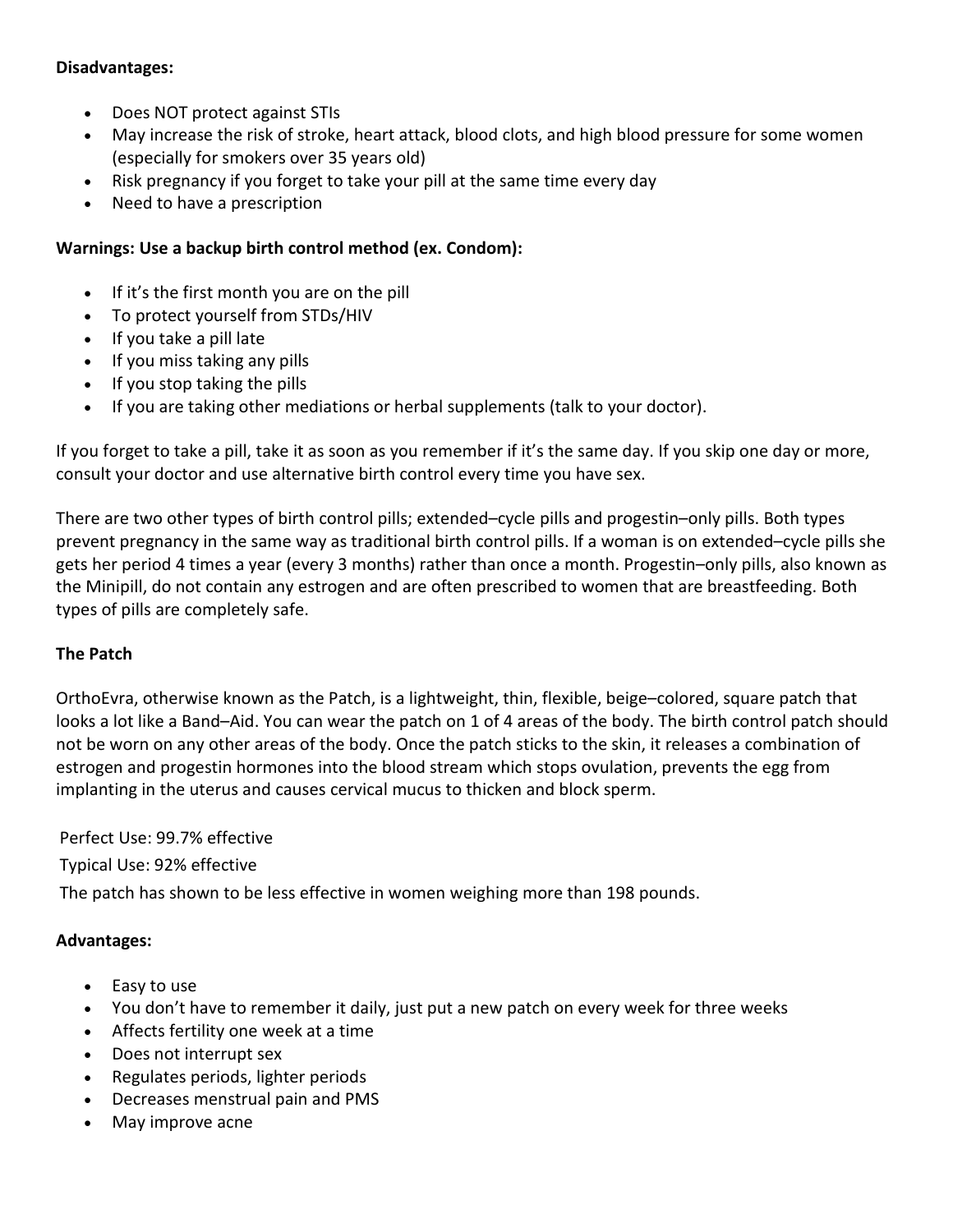**Disadvantages:**

- Does NOT protect against STIs
- May increase the risk of stroke, heart attack, blood clots, and high blood pressure for some women (especially for smokers over 35 years old)
- Risk pregnancy if you forget to take your pill at the same time every day
- Need to have a prescription

**Warnings: Use a backup birth control method (ex. Condom):**

- If it's the first month you are on the pill
- To protect yourself from STDs/HIV
- If you take a pill late
- If you miss taking any pills
- If you stop taking the pills
- If you are taking other mediations or herbal supplements (talk to your doctor).

If you forget to take a pill, take it as soon as you remember if it's the same day. If you skip one day or more, consult your doctor and use alternative birth control every time you have sex.

There are two other types of birth control pills; extended–cycle pills and progestin–only pills. Both types prevent pregnancy in the same way as traditional birth control pills. If a woman is on extended–cycle pills she gets her period 4 times a year (every 3 months) rather than once a month. Progestin–only pills, also known as the Minipill, do not contain any estrogen and are often prescribed to women that are breastfeeding. Both types of pills are completely safe.

**The Patch**

OrthoEvra, otherwise known as the Patch, is a lightweight, thin, flexible, beige–colored, square patch that looks a lot like a Band–Aid. You can wear the patch on 1 of 4 areas of the body. The birth control patch should not be worn on any other areas of the body. Once the patch sticks to the skin, it releases a combination of estrogen and progestin hormones into the blood stream which stops ovulation, prevents the egg from implanting in the uterus and causes cervical mucus to thicken and block sperm.

Perfect Use: 99.7% effective

Typical Use: 92% effective

The patch has shown to be less effective in women weighing more than 198 pounds.

**Advantages:**

- Easy to use
- You don't have to remember it daily, just put a new patch on every week for three weeks
- Affects fertility one week at a time
- Does not interrupt sex
- Regulates periods, lighter periods
- Decreases menstrual pain and PMS
- May improve acne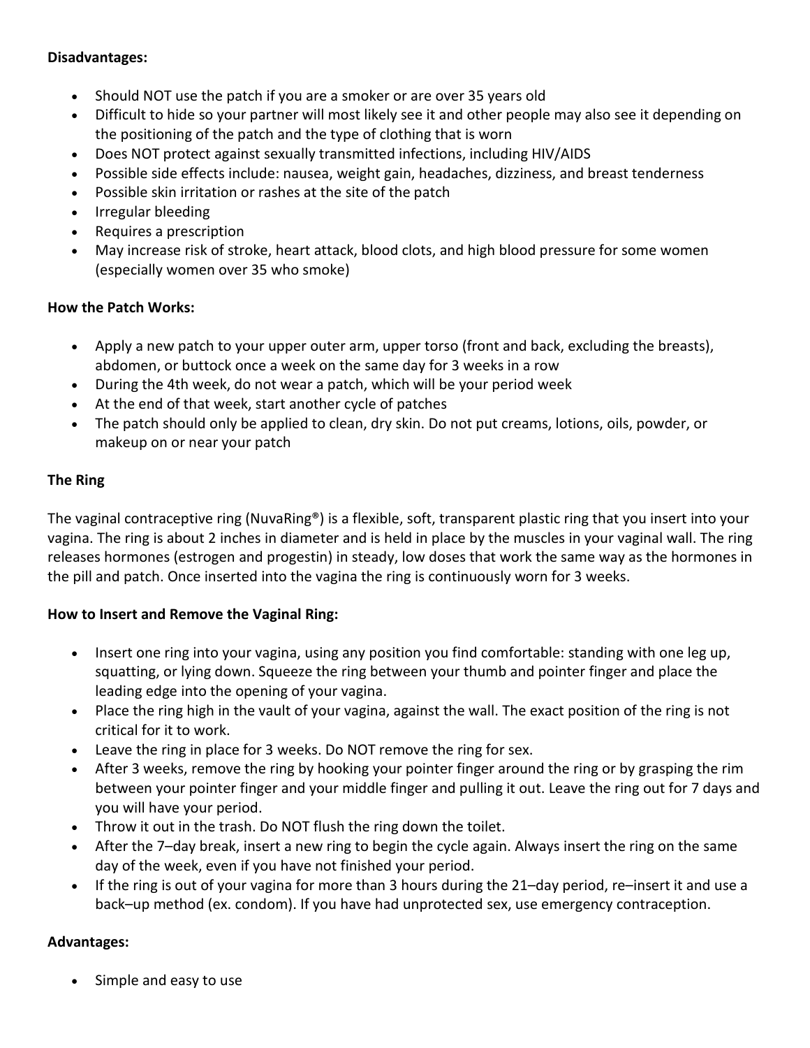**Disadvantages:**

- Should NOT use the patch if you are a smoker or are over 35 years old
- Difficult to hide so your partner will most likely see it and other people may also see it depending on the positioning of the patch and the type of clothing that is worn
- Does NOT protect against sexually transmitted infections, including HIV/AIDS
- Possible side effects include: nausea, weight gain, headaches, dizziness, and breast tenderness
- Possible skin irritation or rashes at the site of the patch
- Irregular bleeding
- Requires a prescription
- May increase risk of stroke, heart attack, blood clots, and high blood pressure for some women (especially women over 35 who smoke)

**How the Patch Works:**

- Apply a new patch to your upper outer arm, upper torso (front and back, excluding the breasts), abdomen, or buttock once a week on the same day for 3 weeks in a row
- During the 4th week, do not wear a patch, which will be your period week
- At the end of that week, start another cycle of patches
- The patch should only be applied to clean, dry skin. Do not put creams, lotions, oils, powder, or makeup on or near your patch

**The Ring**

The vaginal contraceptive ring (NuvaRing®) is a flexible, soft, transparent plastic ring that you insert into your vagina. The ring is about 2 inches in diameter and is held in place by the muscles in your vaginal wall. The ring releases hormones (estrogen and progestin) in steady, low doses that work the same way as the hormones in the pill and patch. Once inserted into the vagina the ring is continuously worn for 3 weeks.

**How to Insert and Remove the Vaginal Ring:**

- Insert one ring into your vagina, using any position you find comfortable: standing with one leg up, squatting, or lying down. Squeeze the ring between your thumb and pointer finger and place the leading edge into the opening of your vagina.
- Place the ring high in the vault of your vagina, against the wall. The exact position of the ring is not critical for it to work.
- Leave the ring in place for 3 weeks. Do NOT remove the ring for sex.
- After 3 weeks, remove the ring by hooking your pointer finger around the ring or by grasping the rim between your pointer finger and your middle finger and pulling it out. Leave the ring out for 7 days and you will have your period.
- Throw it out in the trash. Do NOT flush the ring down the toilet.
- After the 7–day break, insert a new ring to begin the cycle again. Always insert the ring on the same day of the week, even if you have not finished your period.
- If the ring is out of your vagina for more than 3 hours during the 21–day period, re–insert it and use a back–up method (ex. condom). If you have had unprotected sex, use emergency contraception.

**Advantages:**

- Simple and easy to use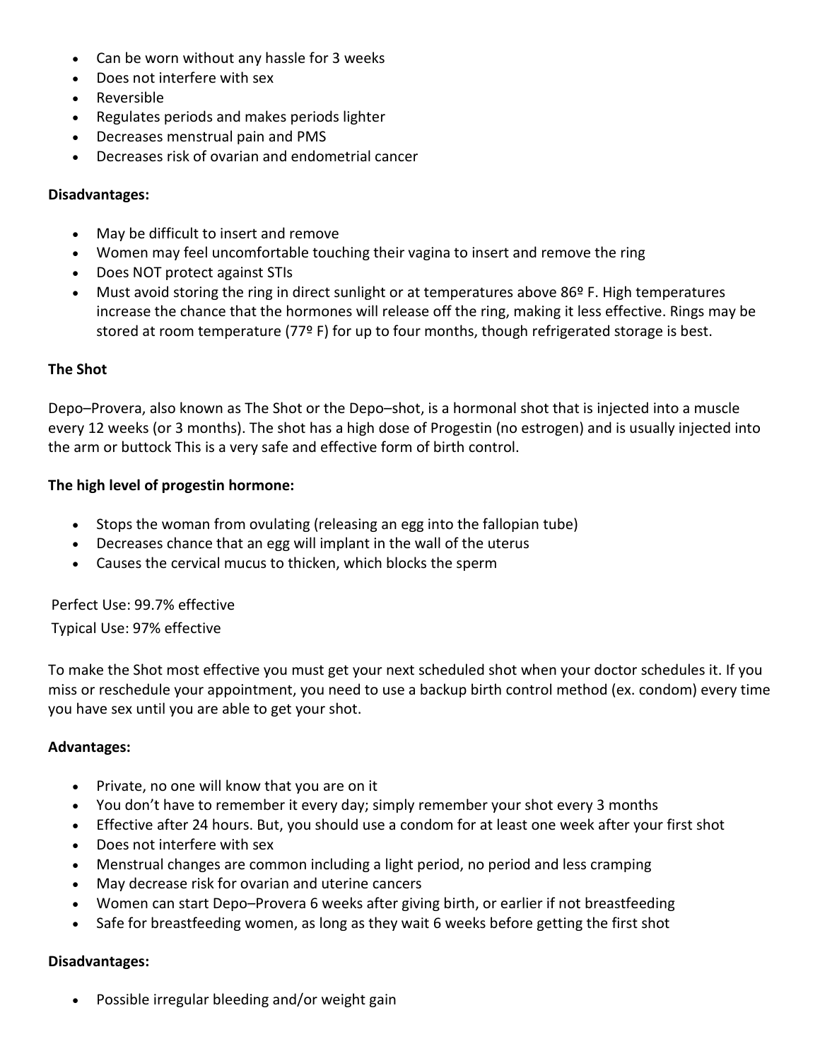- Can be worn without any hassle for 3 weeks
- Does not interfere with sex
- Reversible
- Regulates periods and makes periods lighter
- Decreases menstrual pain and PMS
- Decreases risk of ovarian and endometrial cancer

**Disadvantages:**

- May be difficult to insert and remove
- Women may feel uncomfortable touching their vagina to insert and remove the ring
- Does NOT protect against STIs
- Must avoid storing the ring in direct sunlight or at temperatures above 86º F. High temperatures increase the chance that the hormones will release off the ring, making it less effective. Rings may be stored at room temperature (77º F) for up to four months, though refrigerated storage is best.

**The Shot**

Depo–Provera, also known as The Shot or the Depo–shot, is a hormonal shot that is injected into a muscle every 12 weeks (or 3 months). The shot has a high dose of Progestin (no estrogen) and is usually injected into the arm or buttock This is a very safe and effective form of birth control.

**The high level of progestin hormone:**

- Stops the woman from ovulating (releasing an egg into the fallopian tube)
- Decreases chance that an egg will implant in the wall of the uterus
- Causes the cervical mucus to thicken, which blocks the sperm

Perfect Use: 99.7% effective

Typical Use: 97% effective

To make the Shot most effective you must get your next scheduled shot when your doctor schedules it. If you miss or reschedule your appointment, you need to use a backup birth control method (ex. condom) every time you have sex until you are able to get your shot.

**Advantages:**

- Private, no one will know that you are on it
- You don't have to remember it every day; simply remember your shot every 3 months
- Effective after 24 hours. But, you should use a condom for at least one week after your first shot
- Does not interfere with sex
- Menstrual changes are common including a light period, no period and less cramping
- May decrease risk for ovarian and uterine cancers
- Women can start Depo–Provera 6 weeks after giving birth, or earlier if not breastfeeding
- Safe for breastfeeding women, as long as they wait 6 weeks before getting the first shot

**Disadvantages:**

- Possible irregular bleeding and/or weight gain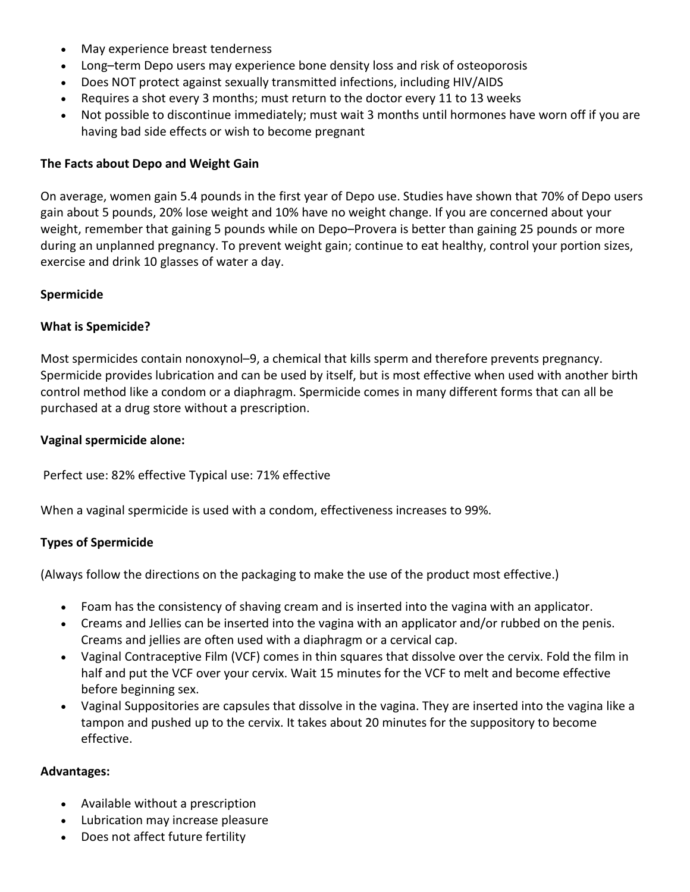- May experience breast tenderness
- Long–term Depo users may experience bone density loss and risk of osteoporosis
- Does NOT protect against sexually transmitted infections, including HIV/AIDS
- Requires a shot every 3 months; must return to the doctor every 11 to 13 weeks
- Not possible to discontinue immediately; must wait 3 months until hormones have worn off if you are having bad side effects or wish to become pregnant

**The Facts about Depo and Weight Gain**

On average, women gain 5.4 pounds in the first year of Depo use. Studies have shown that 70% of Depo users gain about 5 pounds, 20% lose weight and 10% have no weight change. If you are concerned about your weight, remember that gaining 5 pounds while on Depo–Provera is better than gaining 25 pounds or more during an unplanned pregnancy. To prevent weight gain; continue to eat healthy, control your portion sizes, exercise and drink 10 glasses of water a day.

**Spermicide**

**What is Spemicide?**

Most spermicides contain nonoxynol–9, a chemical that kills sperm and therefore prevents pregnancy. Spermicide provides lubrication and can be used by itself, but is most effective when used with another birth control method like a condom or a diaphragm. Spermicide comes in many different forms that can all be purchased at a drug store without a prescription.

**Vaginal spermicide alone:**

Perfect use: 82% effective Typical use: 71% effective

When a vaginal spermicide is used with a condom, effectiveness increases to 99%.

**Types of Spermicide**

(Always follow the directions on the packaging to make the use of the product most effective.)

- Foam has the consistency of shaving cream and is inserted into the vagina with an applicator.
- Creams and Jellies can be inserted into the vagina with an applicator and/or rubbed on the penis. Creams and jellies are often used with a diaphragm or a cervical cap.
- Vaginal Contraceptive Film (VCF) comes in thin squares that dissolve over the cervix. Fold the film in half and put the VCF over your cervix. Wait 15 minutes for the VCF to melt and become effective before beginning sex.
- Vaginal Suppositories are capsules that dissolve in the vagina. They are inserted into the vagina like a tampon and pushed up to the cervix. It takes about 20 minutes for the suppository to become effective.

**Advantages:**

- Available without a prescription
- Lubrication may increase pleasure
- Does not affect future fertility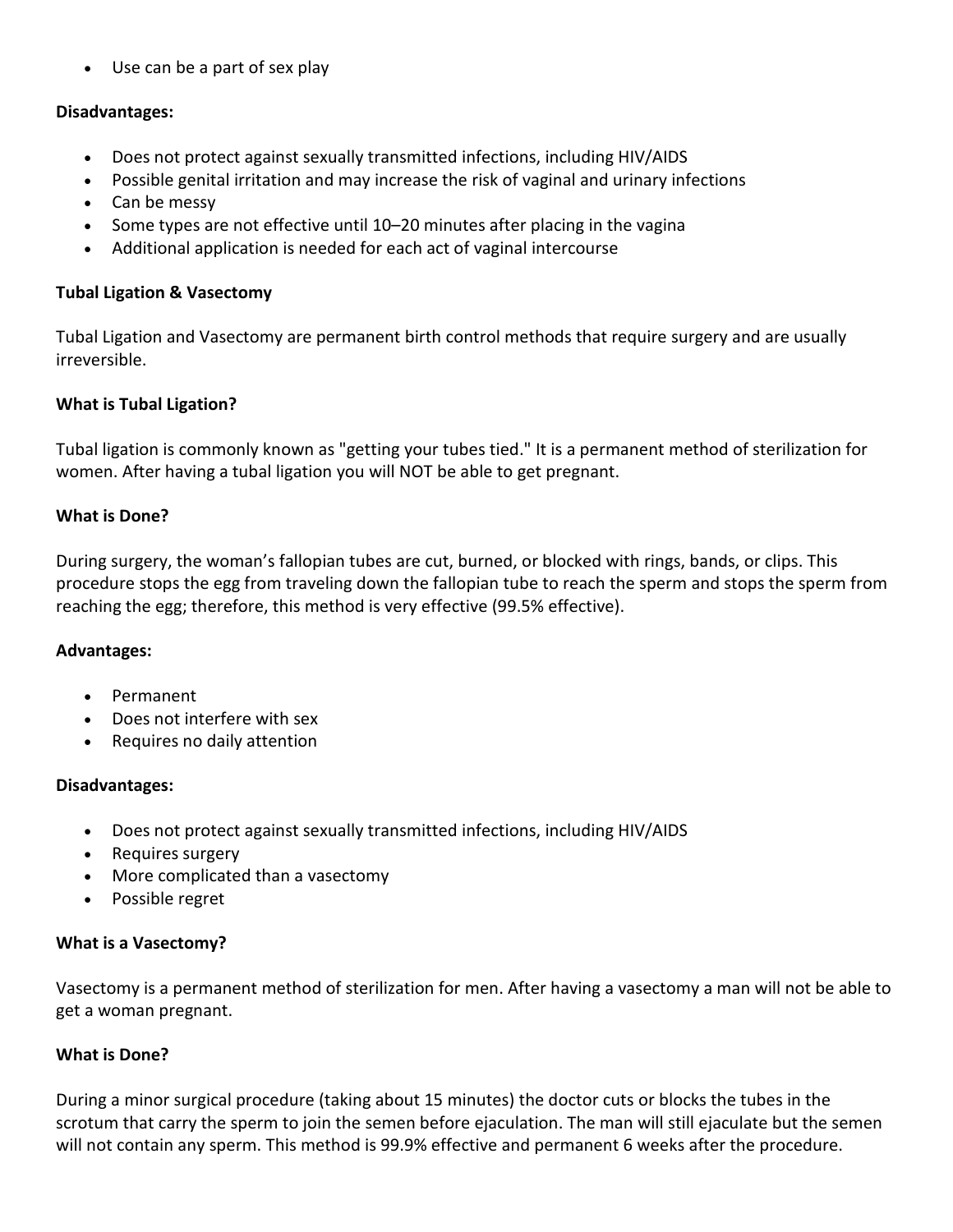- Use can be a part of sex play

**Disadvantages:**

- Does not protect against sexually transmitted infections, including HIV/AIDS
- Possible genital irritation and may increase the risk of vaginal and urinary infections
- Can be messy
- Some types are not effective until 10–20 minutes after placing in the vagina
- Additional application is needed for each act of vaginal intercourse

**Tubal Ligation & Vasectomy**

Tubal Ligation and Vasectomy are permanent birth control methods that require surgery and are usually irreversible.

**What is Tubal Ligation?**

Tubal ligation is commonly known as "getting your tubes tied." It is a permanent method of sterilization for women. After having a tubal ligation you will NOT be able to get pregnant.

**What is Done?**

During surgery, the woman's fallopian tubes are cut, burned, or blocked with rings, bands, or clips. This procedure stops the egg from traveling down the fallopian tube to reach the sperm and stops the sperm from reaching the egg; therefore, this method is very effective (99.5% effective).

**Advantages:**

- Permanent
- Does not interfere with sex
- Requires no daily attention

**Disadvantages:**

- Does not protect against sexually transmitted infections, including HIV/AIDS
- Requires surgery
- More complicated than a vasectomy
- Possible regret

**What is a Vasectomy?**

Vasectomy is a permanent method of sterilization for men. After having a vasectomy a man will not be able to get a woman pregnant.

**What is Done?**

During a minor surgical procedure (taking about 15 minutes) the doctor cuts or blocks the tubes in the scrotum that carry the sperm to join the semen before ejaculation. The man will still ejaculate but the semen will not contain any sperm. This method is 99.9% effective and permanent 6 weeks after the procedure.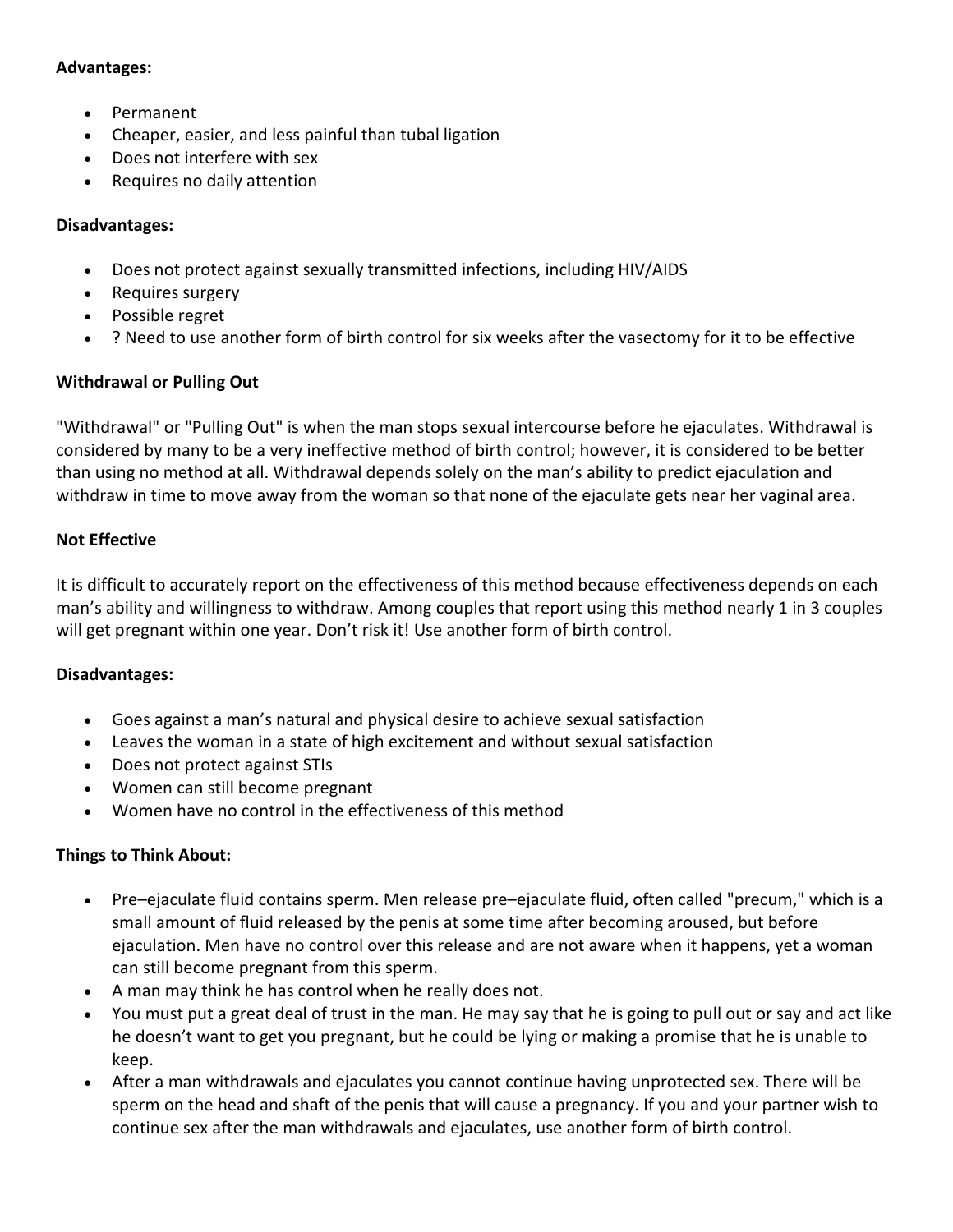**Advantages:**

- Permanent
- Cheaper, easier, and less painful than tubal ligation
- Does not interfere with sex
- Requires no daily attention

**Disadvantages:**

- Does not protect against sexually transmitted infections, including HIV/AIDS
- Requires surgery
- Possible regret
- ? Need to use another form of birth control for six weeks after the vasectomy for it to be effective

**Withdrawal or Pulling Out**

"Withdrawal" or "Pulling Out" is when the man stops sexual intercourse before he ejaculates. Withdrawal is considered by many to be a very ineffective method of birth control; however, it is considered to be better than using no method at all. Withdrawal depends solely on the man's ability to predict ejaculation and withdraw in time to move away from the woman so that none of the ejaculate gets near her vaginal area.

**Not Effective**

It is difficult to accurately report on the effectiveness of this method because effectiveness depends on each man's ability and willingness to withdraw. Among couples that report using this method nearly 1 in 3 couples will get pregnant within one year. Don't risk it! Use another form of birth control.

**Disadvantages:**

- Goes against a man's natural and physical desire to achieve sexual satisfaction
- Leaves the woman in a state of high excitement and without sexual satisfaction
- Does not protect against STIs
- Women can still become pregnant
- Women have no control in the effectiveness of this method

**Things to Think About:**

- Pre–ejaculate fluid contains sperm. Men release pre–ejaculate fluid, often called "precum," which is a small amount of fluid released by the penis at some time after becoming aroused, but before ejaculation. Men have no control over this release and are not aware when it happens, yet a woman can still become pregnant from this sperm.
- A man may think he has control when he really does not.
- You must put a great deal of trust in the man. He may say that he is going to pull out or say and act like he doesn't want to get you pregnant, but he could be lying or making a promise that he is unable to keep.
- After a man withdrawals and ejaculates you cannot continue having unprotected sex. There will be sperm on the head and shaft of the penis that will cause a pregnancy. If you and your partner wish to continue sex after the man withdrawals and ejaculates, use another form of birth control.